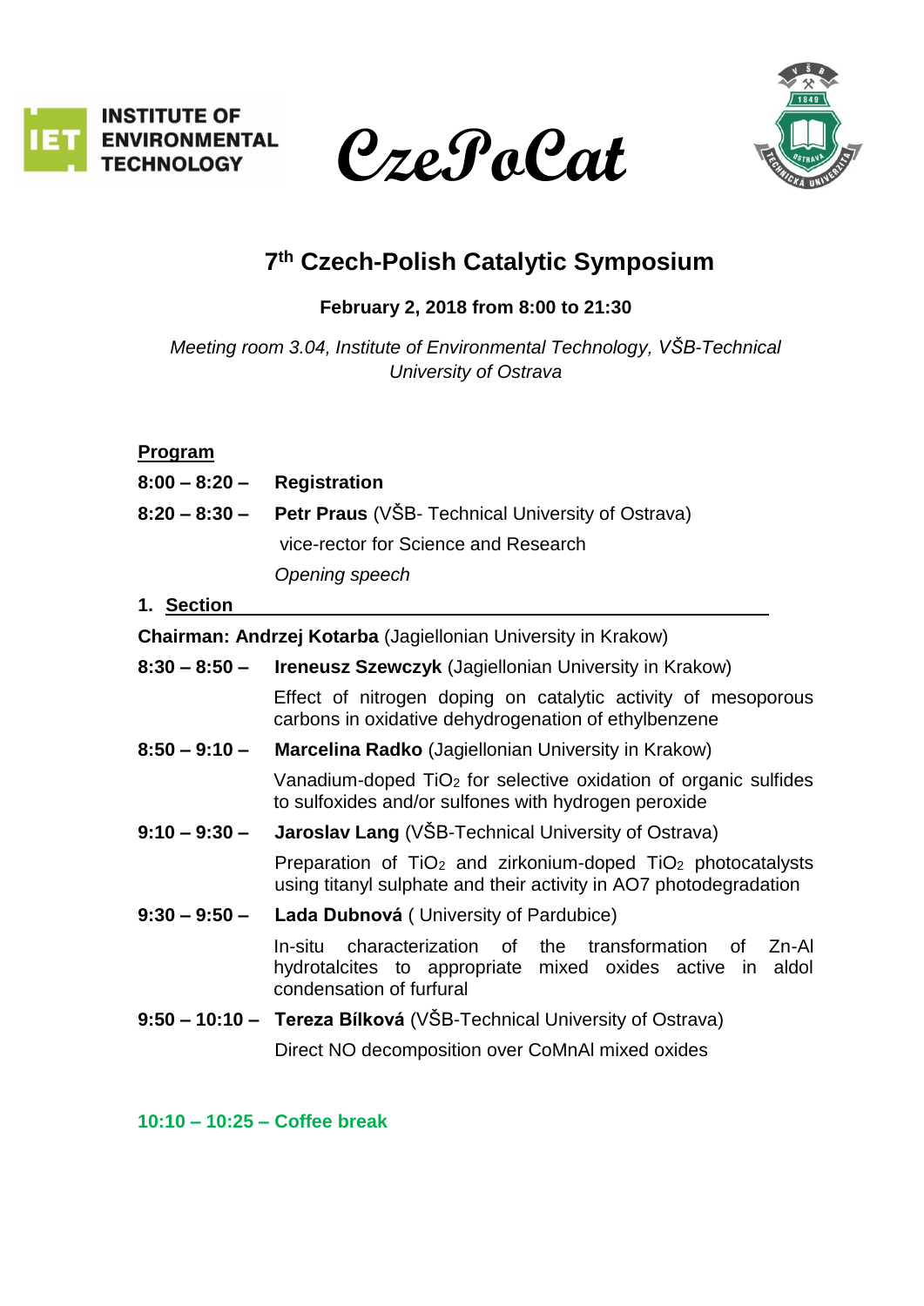INSTITUTE OF ENVIRONMENTAL TECHNOLOGY

# CzePoCat

## 7th Czech-Polish Catalytic Symposium

**February 2, 2018 from 8:00 to 21:30**

*Meeting room 3.04, Institute of Environmental Technology, VŠB-Technical University of Ostrava*

**Program**

**8:00 – 8:20 –** **Registration**

**8:20 – 8:30 –** **Petr Praus** (VŠB- Technical University of Ostrava)
vice-rector for Science and Research
*Opening speech*

### 1. Section

**Chairman: Andrzej Kotarba** (Jagiellonian University in Krakow)

**8:30 – 8:50 –** **Ireneusz Szewczyk** (Jagiellonian University in Krakow)
Effect of nitrogen doping on catalytic activity of mesoporous carbons in oxidative dehydrogenation of ethylbenzene

**8:50 – 9:10 –** **Marcelina Radko** (Jagiellonian University in Krakow)
Vanadium-doped $TiO_2$ for selective oxidation of organic sulfides to sulfoxides and/or sulfones with hydrogen peroxide

**9:10 – 9:30 –** **Jaroslav Lang** (VŠB-Technical University of Ostrava)
Preparation of $TiO_2$ and zirkonium-doped $TiO_2$ photocatalysts using titanyl sulphate and their activity in AO7 photodegradation

**9:30 – 9:50 –** **Lada Dubnová** ( University of Pardubice)
In-situ characterization of the transformation of Zn-Al hydrotalcites to appropriate mixed oxides active in aldol condensation of furfural

**9:50 – 10:10 –** **Tereza Bílková** (VŠB-Technical University of Ostrava)
Direct NO decomposition over CoMnAl mixed oxides

**10:10 – 10:25 – Coffee break**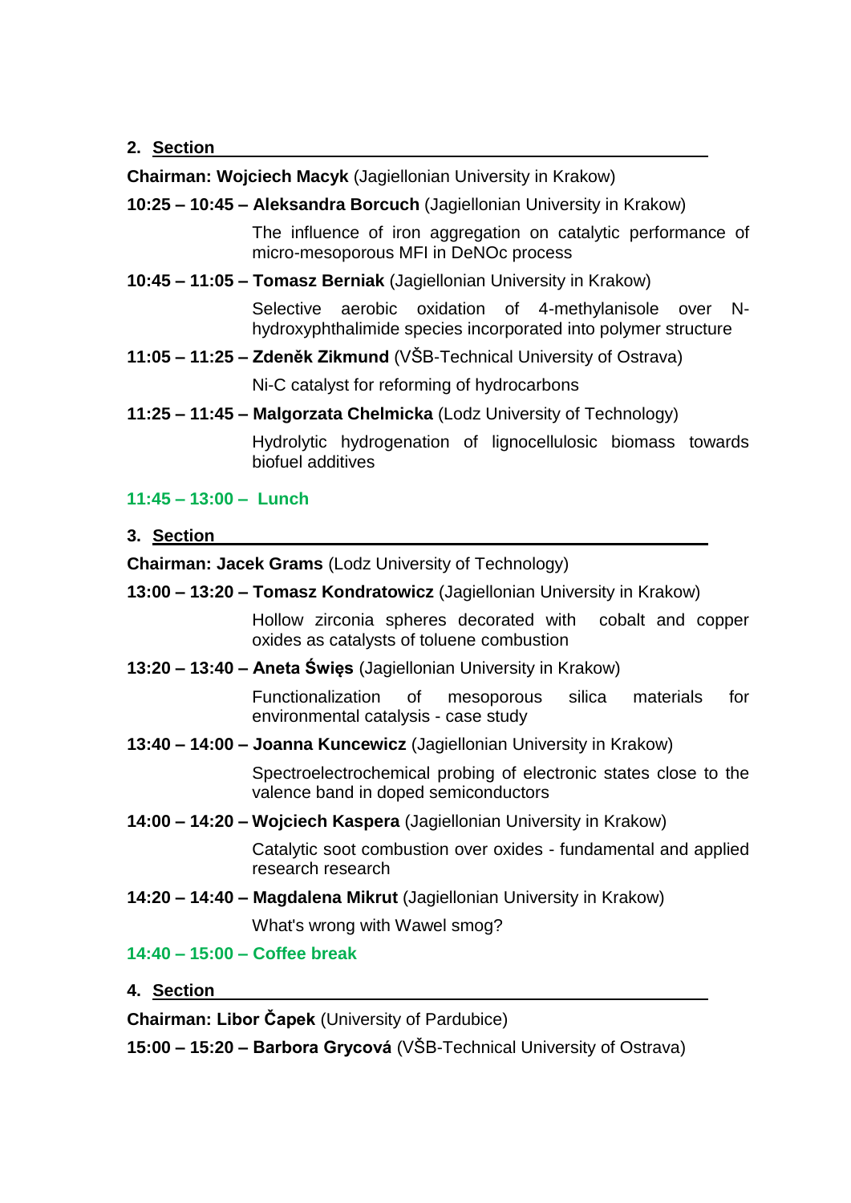## 2. Section

**Chairman: Wojciech Macyk** (Jagiellonian University in Krakow)

**10:25 – 10:45 – Aleksandra Borcuch** (Jagiellonian University in Krakow)

The influence of iron aggregation on catalytic performance of micro-mesoporous MFI in DeNOc process

**10:45 – 11:05 – Tomasz Berniak** (Jagiellonian University in Krakow)

Selective aerobic oxidation of 4-methylanisole over N-hydroxyphthalimide species incorporated into polymer structure

**11:05 – 11:25 – Zdeněk Zikmund** (VŠB-Technical University of Ostrava)

Ni-C catalyst for reforming of hydrocarbons

**11:25 – 11:45 – Malgorzata Chelmicka** (Lodz University of Technology)

Hydrolytic hydrogenation of lignocellulosic biomass towards biofuel additives

**11:45 – 13:00 – Lunch**

## 3. Section

**Chairman: Jacek Grams** (Lodz University of Technology)

**13:00 – 13:20 – Tomasz Kondratowicz** (Jagiellonian University in Krakow)

Hollow zirconia spheres decorated with cobalt and copper oxides as catalysts of toluene combustion

**13:20 – 13:40 – Aneta Święs** (Jagiellonian University in Krakow)

Functionalization of mesoporous silica materials for environmental catalysis - case study

**13:40 – 14:00 – Joanna Kuncewicz** (Jagiellonian University in Krakow)

Spectroelectrochemical probing of electronic states close to the valence band in doped semiconductors

**14:00 – 14:20 – Wojciech Kaspera** (Jagiellonian University in Krakow)

Catalytic soot combustion over oxides - fundamental and applied research research

**14:20 – 14:40 – Magdalena Mikrut** (Jagiellonian University in Krakow)

What's wrong with Wawel smog?

**14:40 – 15:00 – Coffee break**

## 4. Section

**Chairman: Libor Čapek** (University of Pardubice)

**15:00 – 15:20 – Barbora Grycová** (VŠB-Technical University of Ostrava)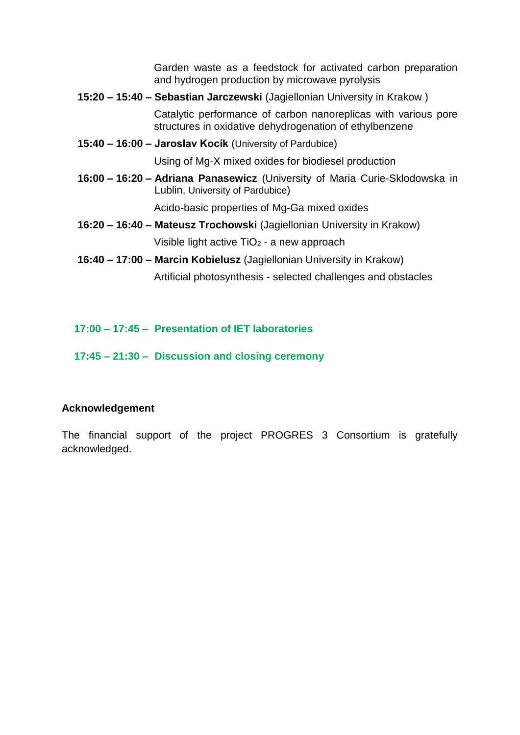Garden waste as a feedstock for activated carbon preparation and hydrogen production by microwave pyrolysis

**15:20 – 15:40 – Sebastian Jarczewski** (Jagiellonian University in Krakow )

Catalytic performance of carbon nanoreplicas with various pore structures in oxidative dehydrogenation of ethylbenzene

**15:40 – 16:00 – Jaroslav Kocík** (University of Pardubice)

Using of Mg-X mixed oxides for biodiesel production

**16:00 – 16:20 – Adriana Panasewicz** (University of Maria Curie-Sklodowska in Lublin, University of Pardubice)

Acido-basic properties of Mg-Ga mixed oxides

**16:20 – 16:40 – Mateusz Trochowski** (Jagiellonian University in Krakow)

Visible light active $TiO_2$ - a new approach

**16:40 – 17:00 – Marcin Kobielusz** (Jagiellonian University in Krakow)

Artificial photosynthesis - selected challenges and obstacles

**17:00 – 17:45 – Presentation of IET laboratories**

**17:45 – 21:30 – Discussion and closing ceremony**

**Acknowledgement**

The financial support of the project PROGRES 3 Consortium is gratefully acknowledged.